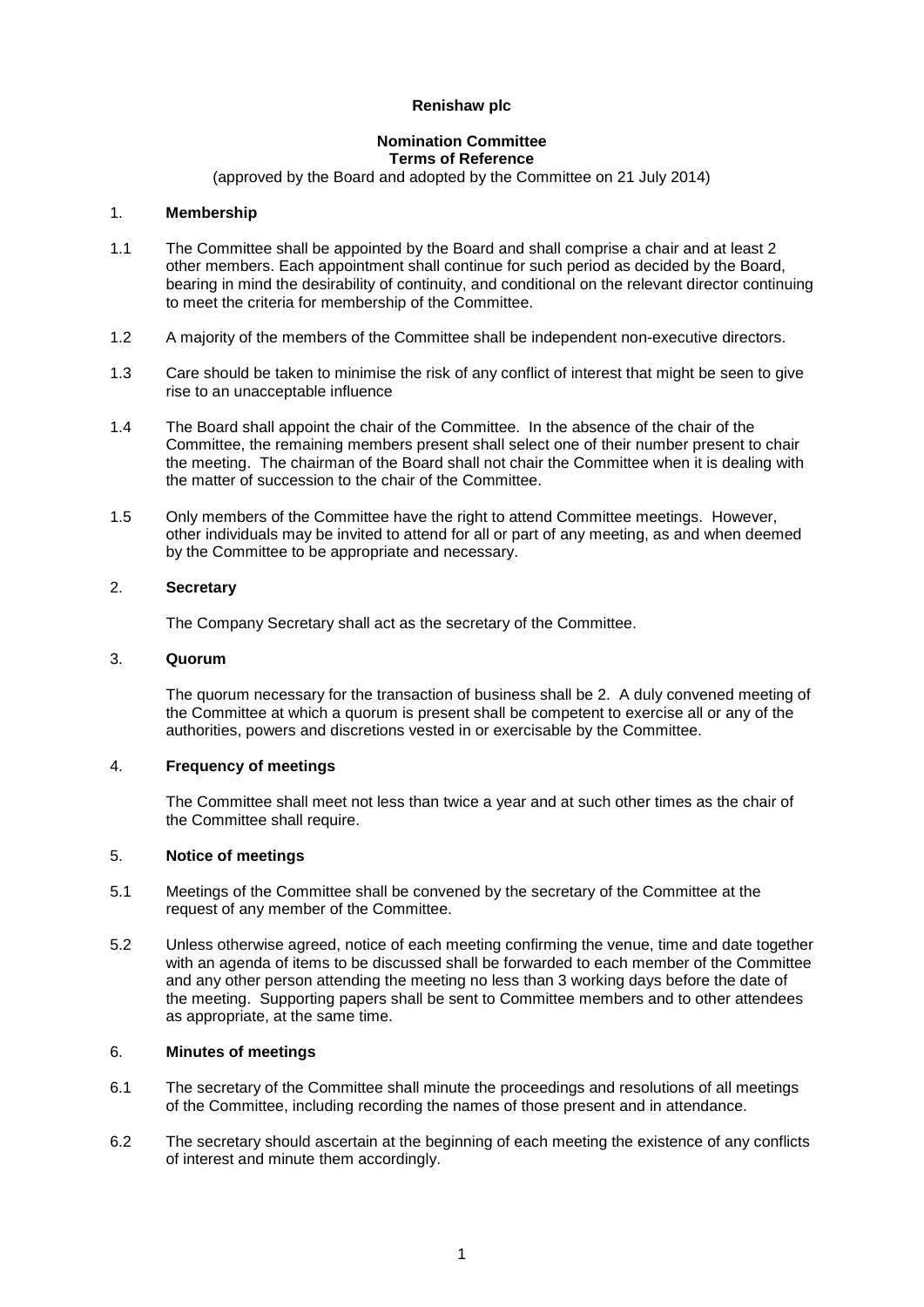**Renishaw plc**

**Nomination Committee**
**Terms of Reference**
(approved by the Board and adopted by the Committee on 21 July 2014)

## 1. Membership

1.1 The Committee shall be appointed by the Board and shall comprise a chair and at least 2 other members. Each appointment shall continue for such period as decided by the Board, bearing in mind the desirability of continuity, and conditional on the relevant director continuing to meet the criteria for membership of the Committee.

1.2 A majority of the members of the Committee shall be independent non-executive directors.

1.3 Care should be taken to minimise the risk of any conflict of interest that might be seen to give rise to an unacceptable influence

1.4 The Board shall appoint the chair of the Committee. In the absence of the chair of the Committee, the remaining members present shall select one of their number present to chair the meeting. The chairman of the Board shall not chair the Committee when it is dealing with the matter of succession to the chair of the Committee.

1.5 Only members of the Committee have the right to attend Committee meetings. However, other individuals may be invited to attend for all or part of any meeting, as and when deemed by the Committee to be appropriate and necessary.

## 2. Secretary

The Company Secretary shall act as the secretary of the Committee.

## 3. Quorum

The quorum necessary for the transaction of business shall be 2. A duly convened meeting of the Committee at which a quorum is present shall be competent to exercise all or any of the authorities, powers and discretions vested in or exercisable by the Committee.

## 4. Frequency of meetings

The Committee shall meet not less than twice a year and at such other times as the chair of the Committee shall require.

## 5. Notice of meetings

5.1 Meetings of the Committee shall be convened by the secretary of the Committee at the request of any member of the Committee.

5.2 Unless otherwise agreed, notice of each meeting confirming the venue, time and date together with an agenda of items to be discussed shall be forwarded to each member of the Committee and any other person attending the meeting no less than 3 working days before the date of the meeting. Supporting papers shall be sent to Committee members and to other attendees as appropriate, at the same time.

## 6. Minutes of meetings

6.1 The secretary of the Committee shall minute the proceedings and resolutions of all meetings of the Committee, including recording the names of those present and in attendance.

6.2 The secretary should ascertain at the beginning of each meeting the existence of any conflicts of interest and minute them accordingly.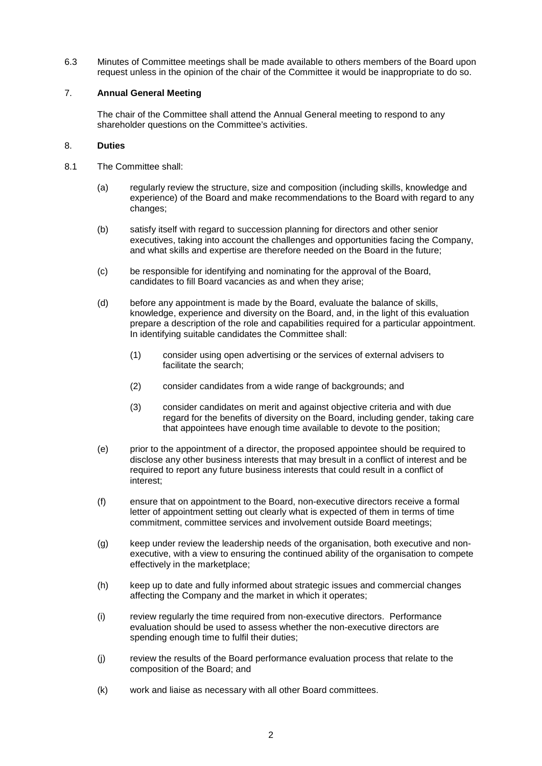6.3 Minutes of Committee meetings shall be made available to others members of the Board upon request unless in the opinion of the chair of the Committee it would be inappropriate to do so.

## 7. Annual General Meeting

The chair of the Committee shall attend the Annual General meeting to respond to any shareholder questions on the Committee's activities.

## 8. Duties

8.1 The Committee shall:

(a) regularly review the structure, size and composition (including skills, knowledge and experience) of the Board and make recommendations to the Board with regard to any changes;

(b) satisfy itself with regard to succession planning for directors and other senior executives, taking into account the challenges and opportunities facing the Company, and what skills and expertise are therefore needed on the Board in the future;

(c) be responsible for identifying and nominating for the approval of the Board, candidates to fill Board vacancies as and when they arise;

(d) before any appointment is made by the Board, evaluate the balance of skills, knowledge, experience and diversity on the Board, and, in the light of this evaluation prepare a description of the role and capabilities required for a particular appointment. In identifying suitable candidates the Committee shall:

> (1) consider using open advertising or the services of external advisers to facilitate the search;
>
> (2) consider candidates from a wide range of backgrounds; and
>
> (3) consider candidates on merit and against objective criteria and with due regard for the benefits of diversity on the Board, including gender, taking care that appointees have enough time available to devote to the position;

(e) prior to the appointment of a director, the proposed appointee should be required to disclose any other business interests that may bresult in a conflict of interest and be required to report any future business interests that could result in a conflict of interest;

(f) ensure that on appointment to the Board, non-executive directors receive a formal letter of appointment setting out clearly what is expected of them in terms of time commitment, committee services and involvement outside Board meetings;

(g) keep under review the leadership needs of the organisation, both executive and non-executive, with a view to ensuring the continued ability of the organisation to compete effectively in the marketplace;

(h) keep up to date and fully informed about strategic issues and commercial changes affecting the Company and the market in which it operates;

(i) review regularly the time required from non-executive directors. Performance evaluation should be used to assess whether the non-executive directors are spending enough time to fulfil their duties;

(j) review the results of the Board performance evaluation process that relate to the composition of the Board; and

(k) work and liaise as necessary with all other Board committees.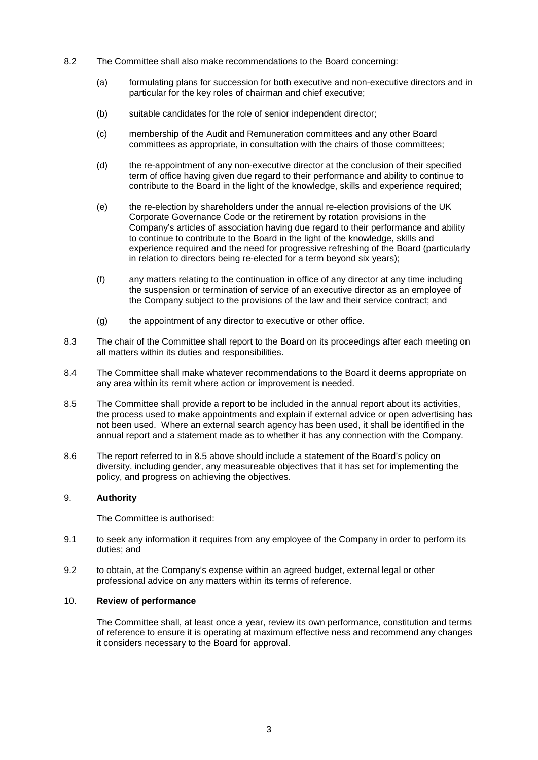8.2 The Committee shall also make recommendations to the Board concerning:

(a) formulating plans for succession for both executive and non-executive directors and in particular for the key roles of chairman and chief executive;

(b) suitable candidates for the role of senior independent director;

(c) membership of the Audit and Remuneration committees and any other Board committees as appropriate, in consultation with the chairs of those committees;

(d) the re-appointment of any non-executive director at the conclusion of their specified term of office having given due regard to their performance and ability to continue to contribute to the Board in the light of the knowledge, skills and experience required;

(e) the re-election by shareholders under the annual re-election provisions of the UK Corporate Governance Code or the retirement by rotation provisions in the Company's articles of association having due regard to their performance and ability to continue to contribute to the Board in the light of the knowledge, skills and experience required and the need for progressive refreshing of the Board (particularly in relation to directors being re-elected for a term beyond six years);

(f) any matters relating to the continuation in office of any director at any time including the suspension or termination of service of an executive director as an employee of the Company subject to the provisions of the law and their service contract; and

(g) the appointment of any director to executive or other office.

8.3 The chair of the Committee shall report to the Board on its proceedings after each meeting on all matters within its duties and responsibilities.

8.4 The Committee shall make whatever recommendations to the Board it deems appropriate on any area within its remit where action or improvement is needed.

8.5 The Committee shall provide a report to be included in the annual report about its activities, the process used to make appointments and explain if external advice or open advertising has not been used. Where an external search agency has been used, it shall be identified in the annual report and a statement made as to whether it has any connection with the Company.

8.6 The report referred to in 8.5 above should include a statement of the Board's policy on diversity, including gender, any measureable objectives that it has set for implementing the policy, and progress on achieving the objectives.

## 9. **Authority**

The Committee is authorised:

9.1 to seek any information it requires from any employee of the Company in order to perform its duties; and

9.2 to obtain, at the Company's expense within an agreed budget, external legal or other professional advice on any matters within its terms of reference.

## 10. **Review of performance**

The Committee shall, at least once a year, review its own performance, constitution and terms of reference to ensure it is operating at maximum effective ness and recommend any changes it considers necessary to the Board for approval.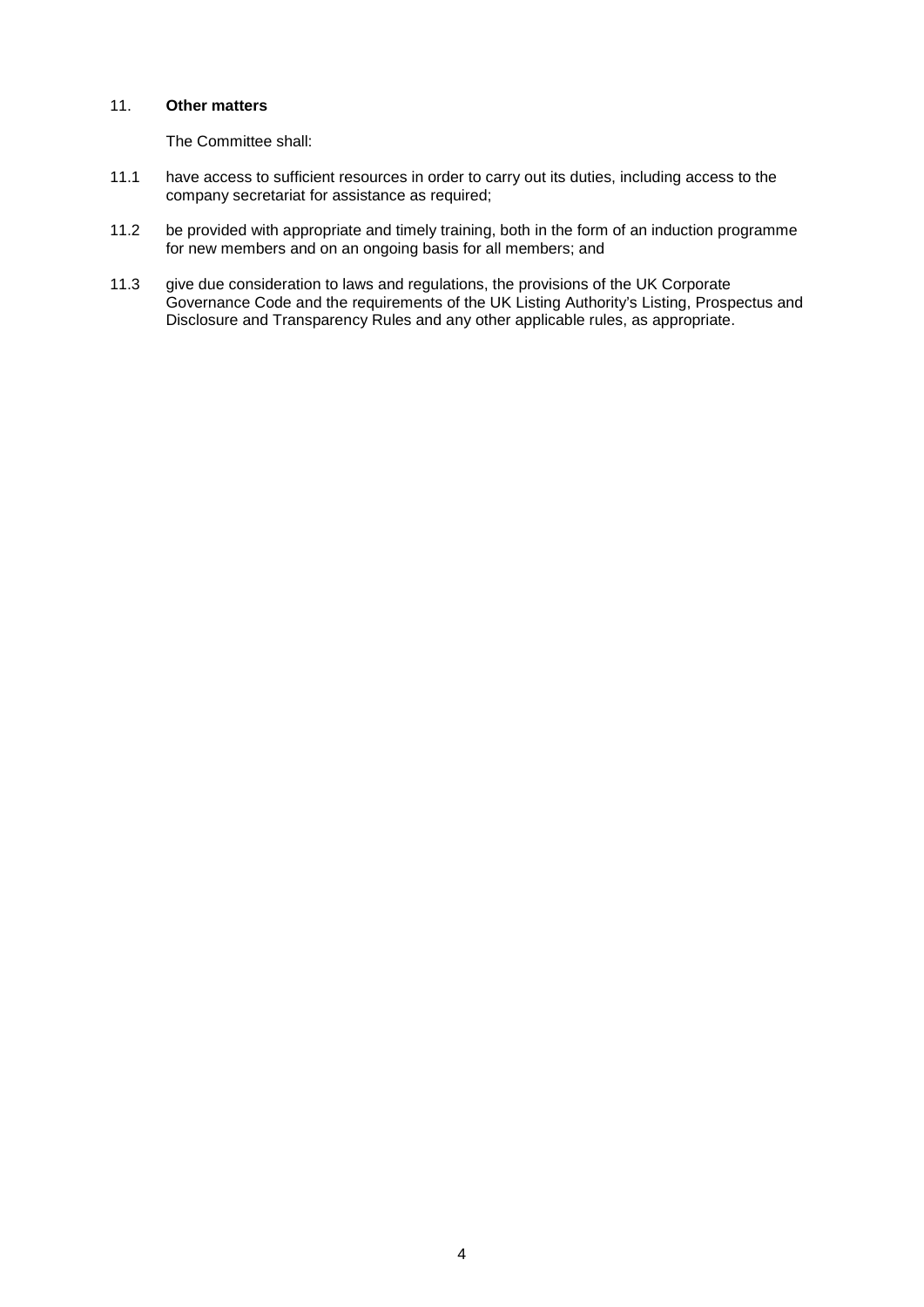## 11. **Other matters**

The Committee shall:

11.1 have access to sufficient resources in order to carry out its duties, including access to the company secretariat for assistance as required;

11.2 be provided with appropriate and timely training, both in the form of an induction programme for new members and on an ongoing basis for all members; and

11.3 give due consideration to laws and regulations, the provisions of the UK Corporate Governance Code and the requirements of the UK Listing Authority's Listing, Prospectus and Disclosure and Transparency Rules and any other applicable rules, as appropriate.